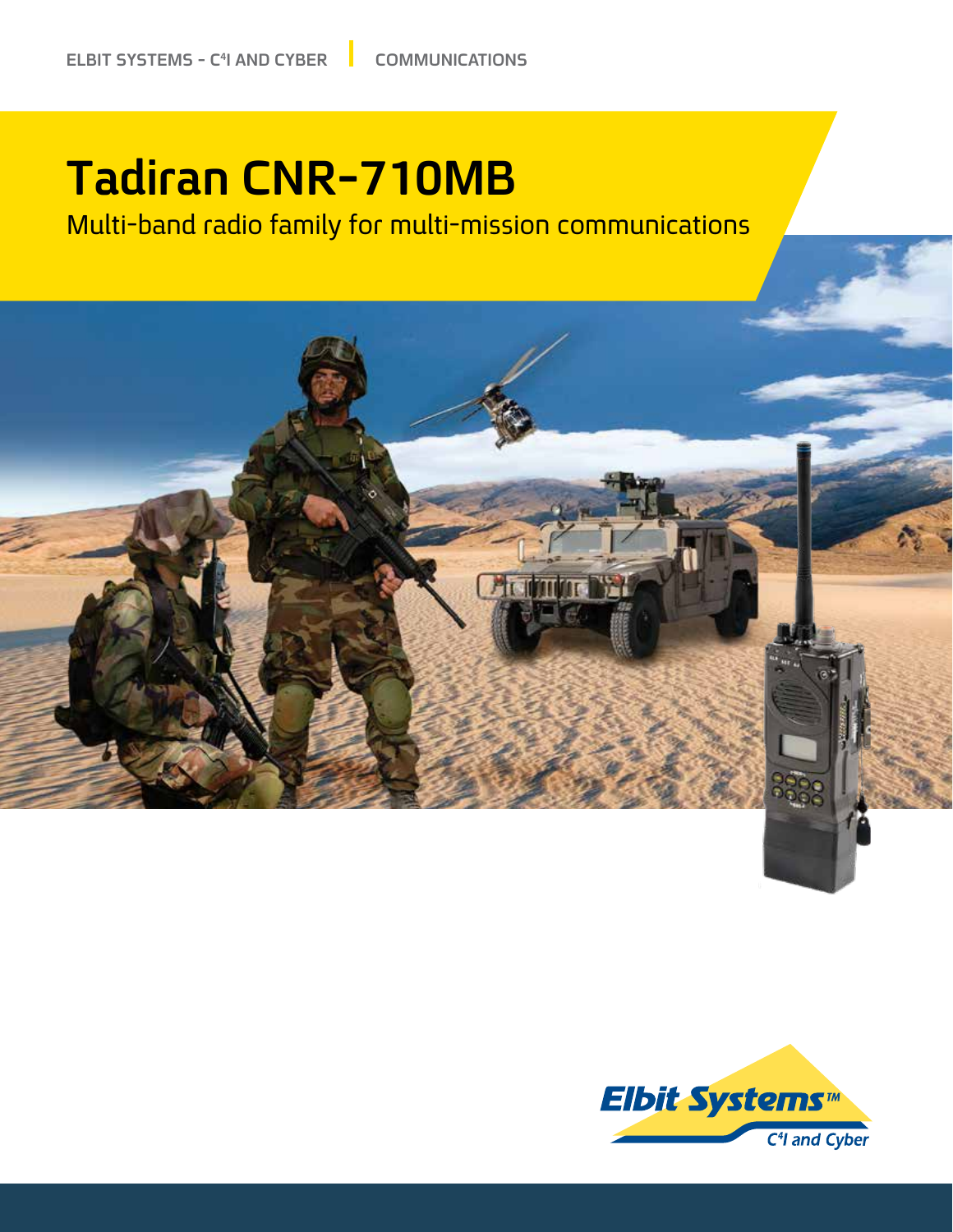ELBIT SYSTEMS - C4I AND CYBER | COMMUNICATIONS

# Tadiran CNR-710MB

Multi-band radio family for multi-mission communications

Elbit Systems™
C4I and Cyber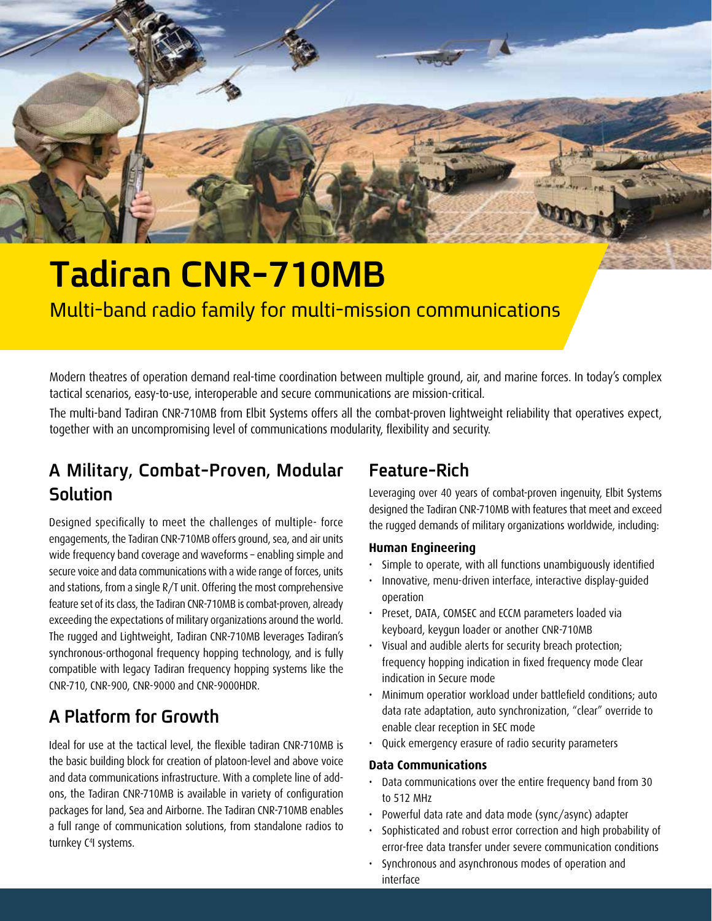# Tadiran CNR-710MB

Multi-band radio family for multi-mission communications

Modern theatres of operation demand real-time coordination between multiple ground, air, and marine forces. In today's complex tactical scenarios, easy-to-use, interoperable and secure communications are mission-critical.

The multi-band Tadiran CNR-710MB from Elbit Systems offers all the combat-proven lightweight reliability that operatives expect, together with an uncompromising level of communications modularity, flexibility and security.

## A Military, Combat-Proven, Modular Solution

Designed specifically to meet the challenges of multiple- force engagements, the Tadiran CNR-710MB offers ground, sea, and air units wide frequency band coverage and waveforms – enabling simple and secure voice and data communications with a wide range of forces, units and stations, from a single R/T unit. Offering the most comprehensive feature set of its class, the Tadiran CNR-710MB is combat-proven, already exceeding the expectations of military organizations around the world. The rugged and Lightweight, Tadiran CNR-710MB leverages Tadiran's synchronous-orthogonal frequency hopping technology, and is fully compatible with legacy Tadiran frequency hopping systems like the CNR-710, CNR-900, CNR-9000 and CNR-9000HDR.

## A Platform for Growth

Ideal for use at the tactical level, the flexible tadiran CNR-710MB is the basic building block for creation of platoon-level and above voice and data communications infrastructure. With a complete line of add-ons, the Tadiran CNR-710MB is available in variety of configuration packages for land, Sea and Airborne. The Tadiran CNR-710MB enables a full range of communication solutions, from standalone radios to turnkey C[4]I systems.

## Feature-Rich

Leveraging over 40 years of combat-proven ingenuity, Elbit Systems designed the Tadiran CNR-710MB with features that meet and exceed the rugged demands of military organizations worldwide, including:

### Human Engineering

- Simple to operate, with all functions unambiguously identified
- Innovative, menu-driven interface, interactive display-guided operation
- Preset, DATA, COMSEC and ECCM parameters loaded via keyboard, keygun loader or another CNR-710MB
- Visual and audible alerts for security breach protection; frequency hopping indication in fixed frequency mode Clear indication in Secure mode
- Minimum operatior workload under battlefield conditions; auto data rate adaptation, auto synchronization, "clear" override to enable clear reception in SEC mode
- Quick emergency erasure of radio security parameters

### Data Communications

- Data communications over the entire frequency band from 30 to 512 MHz
- Powerful data rate and data mode (sync/async) adapter
- Sophisticated and robust error correction and high probability of error-free data transfer under severe communication conditions
- Synchronous and asynchronous modes of operation and interface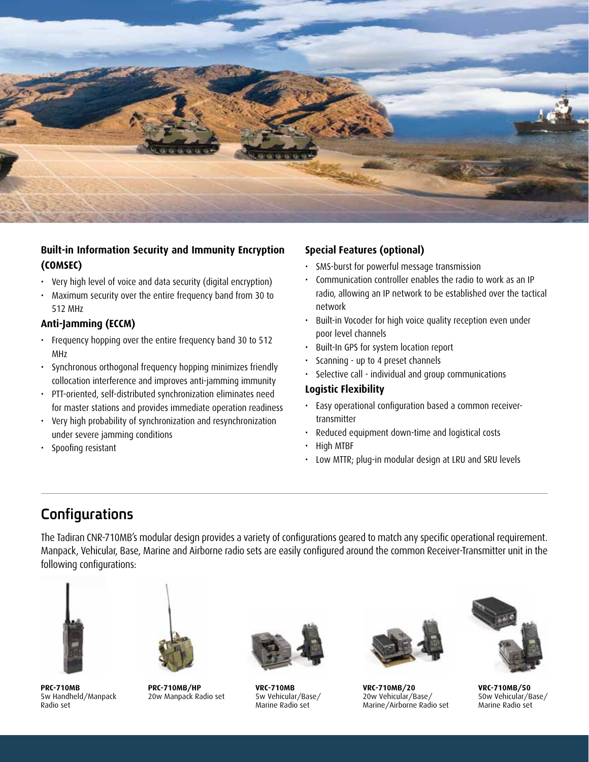### Built-in Information Security and Immunity Encryption (COMSEC)

- Very high level of voice and data security (digital encryption)
- Maximum security over the entire frequency band from 30 to 512 MHz

### Anti-Jamming (ECCM)

- Frequency hopping over the entire frequency band 30 to 512 MHz
- Synchronous orthogonal frequency hopping minimizes friendly collocation interference and improves anti-jamming immunity
- PTT-oriented, self-distributed synchronization eliminates need for master stations and provides immediate operation readiness
- Very high probability of synchronization and resynchronization under severe jamming conditions
- Spoofing resistant

### Special Features (optional)

- SMS-burst for powerful message transmission
- Communication controller enables the radio to work as an IP radio, allowing an IP network to be established over the tactical network
- Built-in Vocoder for high voice quality reception even under poor level channels
- Built-In GPS for system location report
- Scanning - up to 4 preset channels
- Selective call - individual and group communications

### Logistic Flexibility

- Easy operational configuration based a common receiver-transmitter
- Reduced equipment down-time and logistical costs
- High MTBF
- Low MTTR; plug-in modular design at LRU and SRU levels

## Configurations

The Tadiran CNR-710MB's modular design provides a variety of configurations geared to match any specific operational requirement. Manpack, Vehicular, Base, Marine and Airborne radio sets are easily configured around the common Receiver-Transmitter unit in the following configurations:

**PRC-710MB**
5w Handheld/Manpack Radio set

**PRC-710MB/HP**
20w Manpack Radio set

**VRC-710MB**
5w Vehicular/Base/Marine Radio set

**VRC-710MB/20**
20w Vehicular/Base/Marine/Airborne Radio set

**VRC-710MB/50**
50w Vehicular/Base/Marine Radio set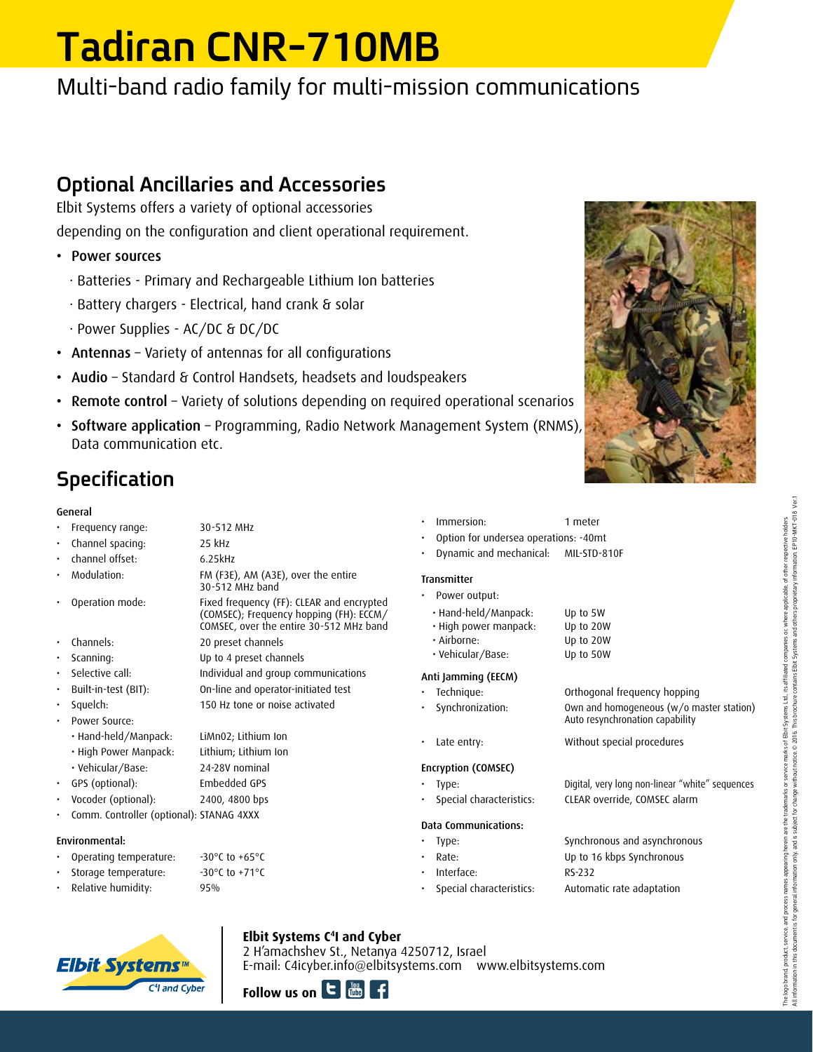# Tadiran CNR-710MB

Multi-band radio family for multi-mission communications

## Optional Ancillaries and Accessories

Elbit Systems offers a variety of optional accessories depending on the configuration and client operational requirement.

- **Power sources**
  - Batteries - Primary and Rechargeable Lithium Ion batteries
  - Battery chargers - Electrical, hand crank & solar
  - Power Supplies - AC/DC & DC/DC
- **Antennas** – Variety of antennas for all configurations
- **Audio** – Standard & Control Handsets, headsets and loudspeakers
- **Remote control** – Variety of solutions depending on required operational scenarios
- **Software application** – Programming, Radio Network Management System (RNMS), Data communication etc.

## Specification

### General

- Frequency range: 30-512 MHz
- Channel spacing: 25 kHz
- channel offset: 6.25kHz
- Modulation: FM (F3E), AM (A3E), over the entire 30-512 MHz band
- Operation mode: Fixed frequency (FF): CLEAR and encrypted (COMSEC); Frequency hopping (FH): ECCM/COMSEC, over the entire 30-512 MHz band
- Channels: 20 preset channels
- Scanning: Up to 4 preset channels
- Selective call: Individual and group communications
- Built-in-test (BIT): On-line and operator-initiated test
- Squelch: 150 Hz tone or noise activated
- Power Source:
  - Hand-held/Manpack: LiMn02; Lithium Ion
  - High Power Manpack: Lithium; Lithium Ion
  - Vehicular/Base: 24-28V nominal
- GPS (optional): Embedded GPS
- Vocoder (optional): 2400, 4800 bps
- Comm. Controller (optional): STANAG 4XXX

### Environmental:

- Operating temperature: -30°C to +65°C
- Storage temperature: -30°C to +71°C
- Relative humidity: 95%
- Immersion: 1 meter
- Option for undersea operations: -40mt
- Dynamic and mechanical: MIL-STD-810F

### Transmitter

- Power output:
  - Hand-held/Manpack: Up to 5W
  - High power manpack: Up to 20W
  - Airborne: Up to 20W
  - Vehicular/Base: Up to 50W

### Anti Jamming (EECM)

- Technique: Orthogonal frequency hopping
- Synchronization: Own and homogeneous (w/o master station) Auto resynchronation capability
- Late entry: Without special procedures

### Encryption (COMSEC)

- Type: Digital, very long non-linear "white" sequences
- Special characteristics: CLEAR override, COMSEC alarm

### Data Communications:

- Type: Synchronous and asynchronous
- Rate: Up to 16 kbps Synchronous
- Interface: RS-232
- Special characteristics: Automatic rate adaptation

**Elbit Systems C4I and Cyber**
2 H'amachshev St., Netanya 4250712, Israel
E-mail: C4icyber.info@elbitsystems.com www.elbitsystems.com

**Follow us on**

The logo brand, product, service and process names appearing herein are the trademarks or service marks of Elbit Systems Ltd., its affiliated companies or, where applicable, of other respective holders. All information in this document is for general information only, and is subject for change without notice. © 2016. This brochure contains Elbit Systems and others proprietary information. EP10-MKT-018 Ver.1